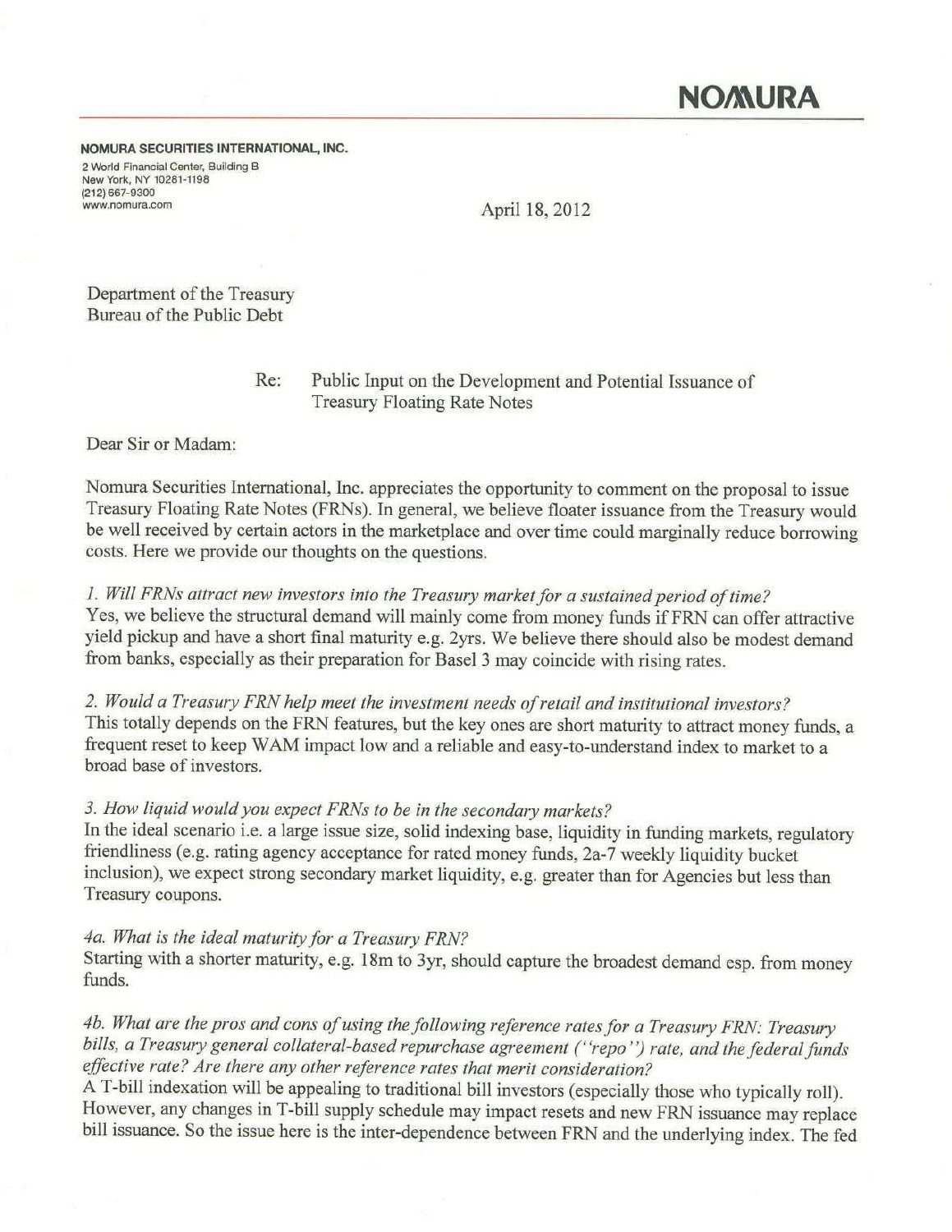**NOMURA**

**NOMURA SECURITIES INTERNATIONAL, INC.**
2 World Financial Center, Building B
New York, NY 10281-1198
(212) 667-9300
www.nomura.com

April 18, 2012

Department of the Treasury
Bureau of the Public Debt

Re: Public Input on the Development and Potential Issuance of Treasury Floating Rate Notes

Dear Sir or Madam:

Nomura Securities International, Inc. appreciates the opportunity to comment on the proposal to issue Treasury Floating Rate Notes (FRNs). In general, we believe floater issuance from the Treasury would be well received by certain actors in the marketplace and over time could marginally reduce borrowing costs. Here we provide our thoughts on the questions.

*1. Will FRNs attract new investors into the Treasury market for a sustained period of time?*
Yes, we believe the structural demand will mainly come from money funds if FRN can offer attractive yield pickup and have a short final maturity e.g. 2yrs. We believe there should also be modest demand from banks, especially as their preparation for Basel 3 may coincide with rising rates.

*2. Would a Treasury FRN help meet the investment needs of retail and institutional investors?*
This totally depends on the FRN features, but the key ones are short maturity to attract money funds, a frequent reset to keep WAM impact low and a reliable and easy-to-understand index to market to a broad base of investors.

*3. How liquid would you expect FRNs to be in the secondary markets?*
In the ideal scenario i.e. a large issue size, solid indexing base, liquidity in funding markets, regulatory friendliness (e.g. rating agency acceptance for rated money funds, 2a-7 weekly liquidity bucket inclusion), we expect strong secondary market liquidity, e.g. greater than for Agencies but less than Treasury coupons.

*4a. What is the ideal maturity for a Treasury FRN?*
Starting with a shorter maturity, e.g. 18m to 3yr, should capture the broadest demand esp. from money funds.

*4b. What are the pros and cons of using the following reference rates for a Treasury FRN: Treasury bills, a Treasury general collateral-based repurchase agreement ("repo") rate, and the federal funds effective rate? Are there any other reference rates that merit consideration?*
A T-bill indexation will be appealing to traditional bill investors (especially those who typically roll). However, any changes in T-bill supply schedule may impact resets and new FRN issuance may replace bill issuance. So the issue here is the inter-dependence between FRN and the underlying index. The fed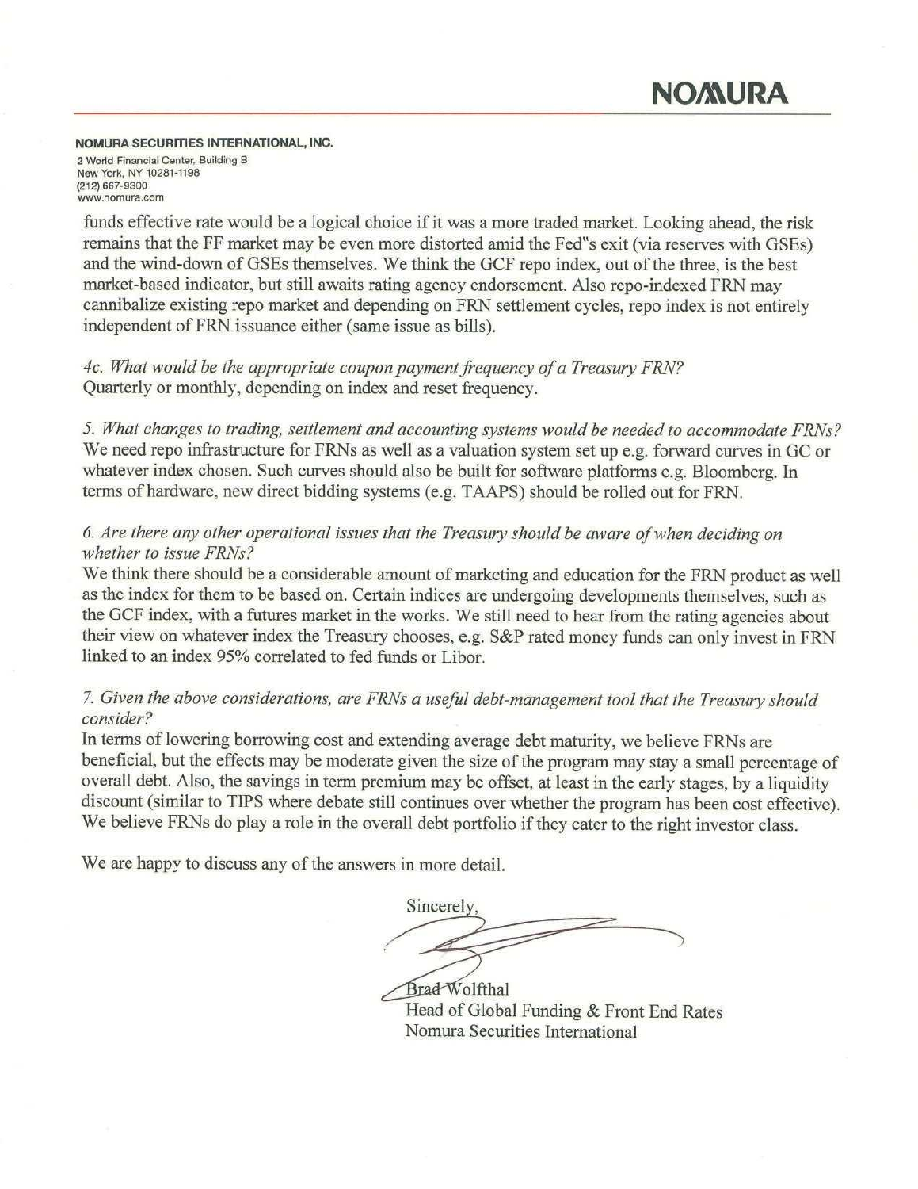**NOMURA**

**NOMURA SECURITIES INTERNATIONAL, INC.**
2 World Financial Center, Building B
New York, NY 10281-1198
(212) 667-9300
www.nomura.com

funds effective rate would be a logical choice if it was a more traded market. Looking ahead, the risk remains that the FF market may be even more distorted amid the Fed"s exit (via reserves with GSEs) and the wind-down of GSEs themselves. We think the GCF repo index, out of the three, is the best market-based indicator, but still awaits rating agency endorsement. Also repo-indexed FRN may cannibalize existing repo market and depending on FRN settlement cycles, repo index is not entirely independent of FRN issuance either (same issue as bills).

*4c. What would be the appropriate coupon payment frequency of a Treasury FRN?*
Quarterly or monthly, depending on index and reset frequency.

*5. What changes to trading, settlement and accounting systems would be needed to accommodate FRNs?*
We need repo infrastructure for FRNs as well as a valuation system set up e.g. forward curves in GC or whatever index chosen. Such curves should also be built for software platforms e.g. Bloomberg. In terms of hardware, new direct bidding systems (e.g. TAAPS) should be rolled out for FRN.

*6. Are there any other operational issues that the Treasury should be aware of when deciding on whether to issue FRNs?*
We think there should be a considerable amount of marketing and education for the FRN product as well as the index for them to be based on. Certain indices are undergoing developments themselves, such as the GCF index, with a futures market in the works. We still need to hear from the rating agencies about their view on whatever index the Treasury chooses, e.g. S&P rated money funds can only invest in FRN linked to an index 95% correlated to fed funds or Libor.

*7. Given the above considerations, are FRNs a useful debt-management tool that the Treasury should consider?*
In terms of lowering borrowing cost and extending average debt maturity, we believe FRNs are beneficial, but the effects may be moderate given the size of the program may stay a small percentage of overall debt. Also, the savings in term premium may be offset, at least in the early stages, by a liquidity discount (similar to TIPS where debate still continues over whether the program has been cost effective). We believe FRNs do play a role in the overall debt portfolio if they cater to the right investor class.

We are happy to discuss any of the answers in more detail.

Sincerely,

Brad Wolfthal
Head of Global Funding & Front End Rates
Nomura Securities International